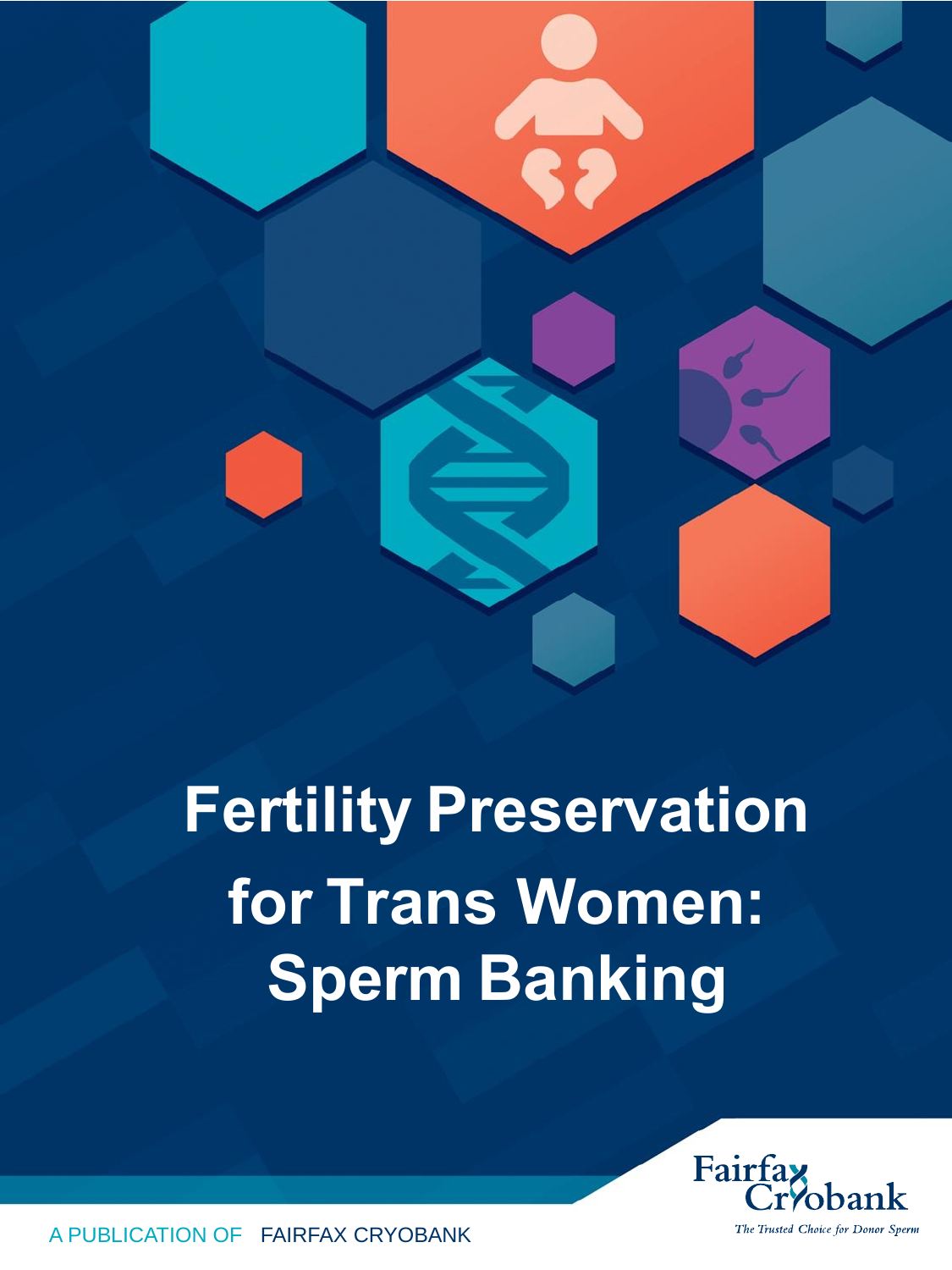# Fertility Preservation for Trans Women: Sperm Banking

Fairfax Cryobank

*The Trusted Choice for Donor Sperm*

A PUBLICATION OF FAIRFAX CRYOBANK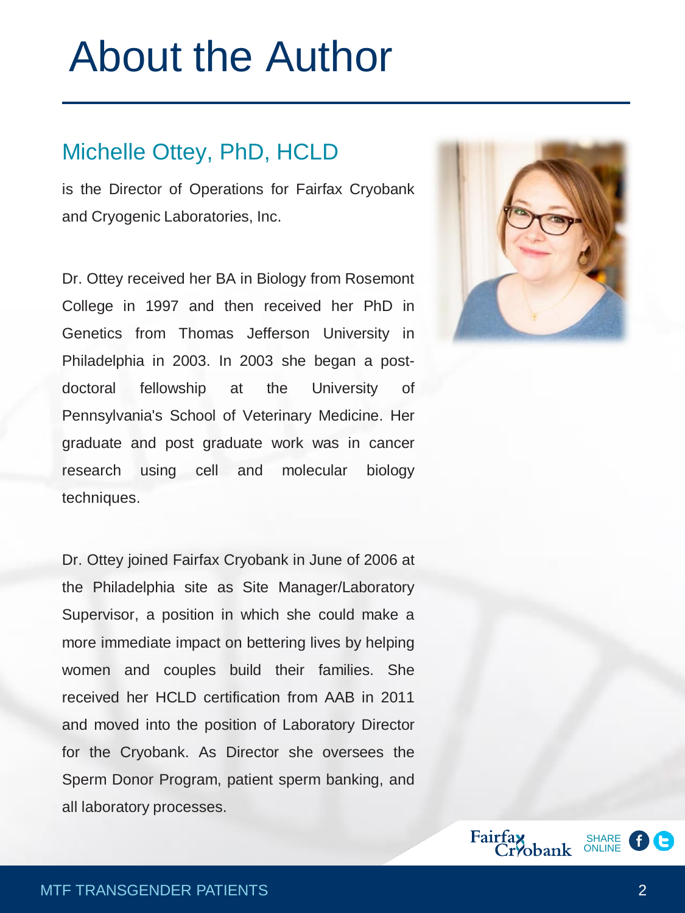# About the Author

## Michelle Ottey, PhD, HCLD

is the Director of Operations for Fairfax Cryobank and Cryogenic Laboratories, Inc.

Dr. Ottey received her BA in Biology from Rosemont College in 1997 and then received her PhD in Genetics from Thomas Jefferson University in Philadelphia in 2003. In 2003 she began a post-doctoral fellowship at the University of Pennsylvania's School of Veterinary Medicine. Her graduate and post graduate work was in cancer research using cell and molecular biology techniques.

Dr. Ottey joined Fairfax Cryobank in June of 2006 at the Philadelphia site as Site Manager/Laboratory Supervisor, a position in which she could make a more immediate impact on bettering lives by helping women and couples build their families. She received her HCLD certification from AAB in 2011 and moved into the position of Laboratory Director for the Cryobank. As Director she oversees the Sperm Donor Program, patient sperm banking, and all laboratory processes.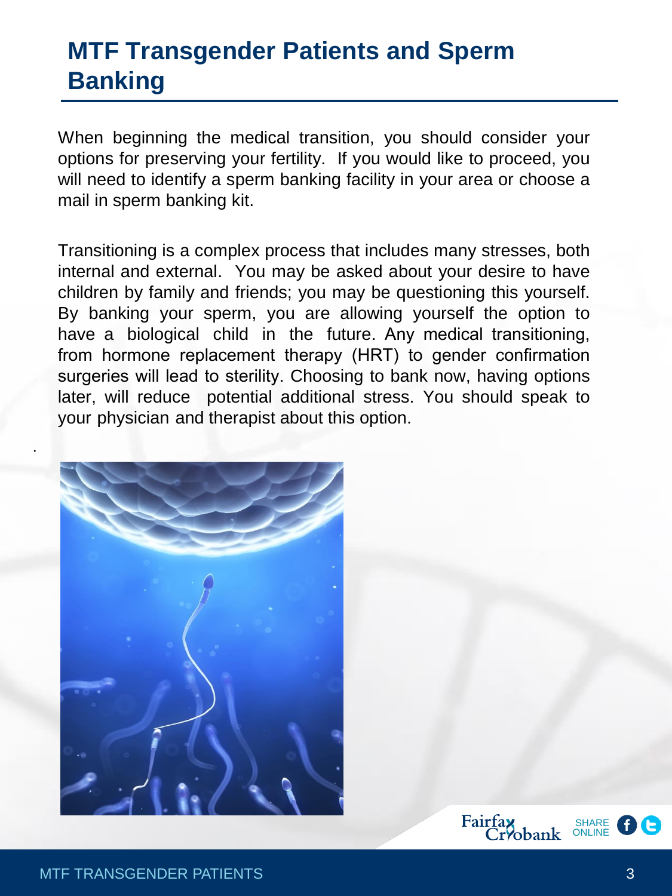# MTF Transgender Patients and Sperm Banking

When beginning the medical transition, you should consider your options for preserving your fertility. If you would like to proceed, you will need to identify a sperm banking facility in your area or choose a mail in sperm banking kit.

Transitioning is a complex process that includes many stresses, both internal and external. You may be asked about your desire to have children by family and friends; you may be questioning this yourself. By banking your sperm, you are allowing yourself the option to have a biological child in the future. Any medical transitioning, from hormone replacement therapy (HRT) to gender confirmation surgeries will lead to sterility. Choosing to bank now, having options later, will reduce potential additional stress. You should speak to your physician and therapist about this option.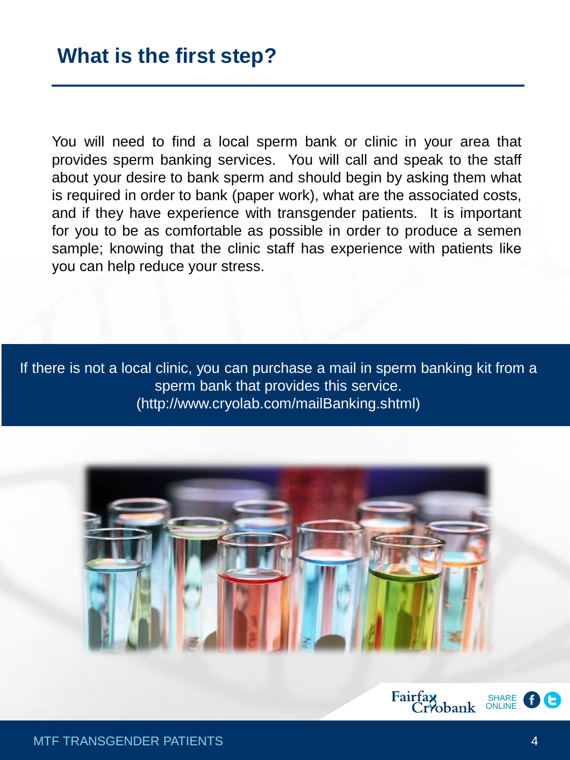# What is the first step?

You will need to find a local sperm bank or clinic in your area that provides sperm banking services. You will call and speak to the staff about your desire to bank sperm and should begin by asking them what is required in order to bank (paper work), what are the associated costs, and if they have experience with transgender patients. It is important for you to be as comfortable as possible in order to produce a semen sample; knowing that the clinic staff has experience with patients like you can help reduce your stress.

If there is not a local clinic, you can purchase a mail in sperm banking kit from a sperm bank that provides this service. (http://www.cryolab.com/mailBanking.shtml)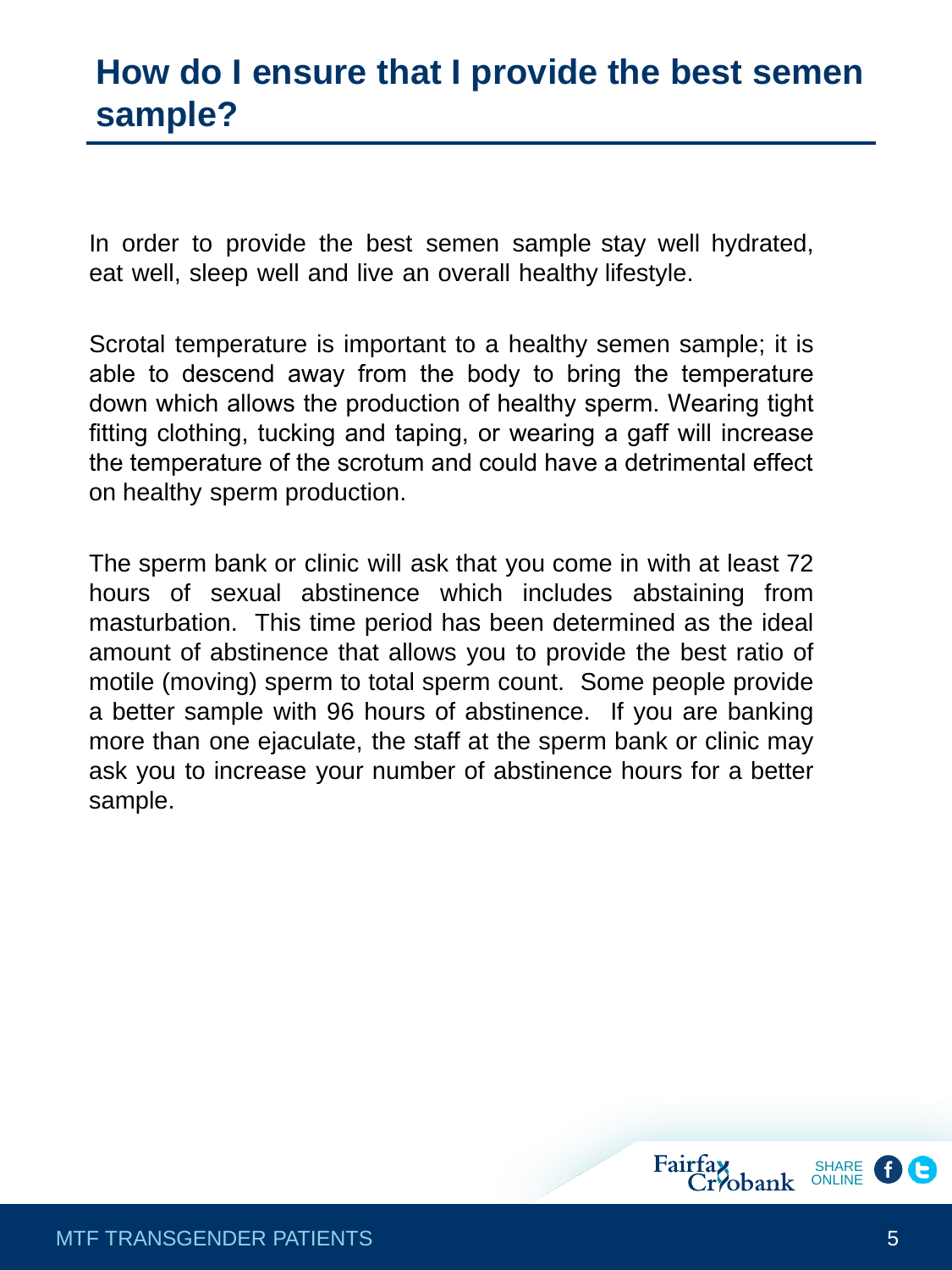# How do I ensure that I provide the best semen sample?

In order to provide the best semen sample stay well hydrated, eat well, sleep well and live an overall healthy lifestyle.

Scrotal temperature is important to a healthy semen sample; it is able to descend away from the body to bring the temperature down which allows the production of healthy sperm. Wearing tight fitting clothing, tucking and taping, or wearing a gaff will increase the temperature of the scrotum and could have a detrimental effect on healthy sperm production.

The sperm bank or clinic will ask that you come in with at least 72 hours of sexual abstinence which includes abstaining from masturbation. This time period has been determined as the ideal amount of abstinence that allows you to provide the best ratio of motile (moving) sperm to total sperm count. Some people provide a better sample with 96 hours of abstinence. If you are banking more than one ejaculate, the staff at the sperm bank or clinic may ask you to increase your number of abstinence hours for a better sample.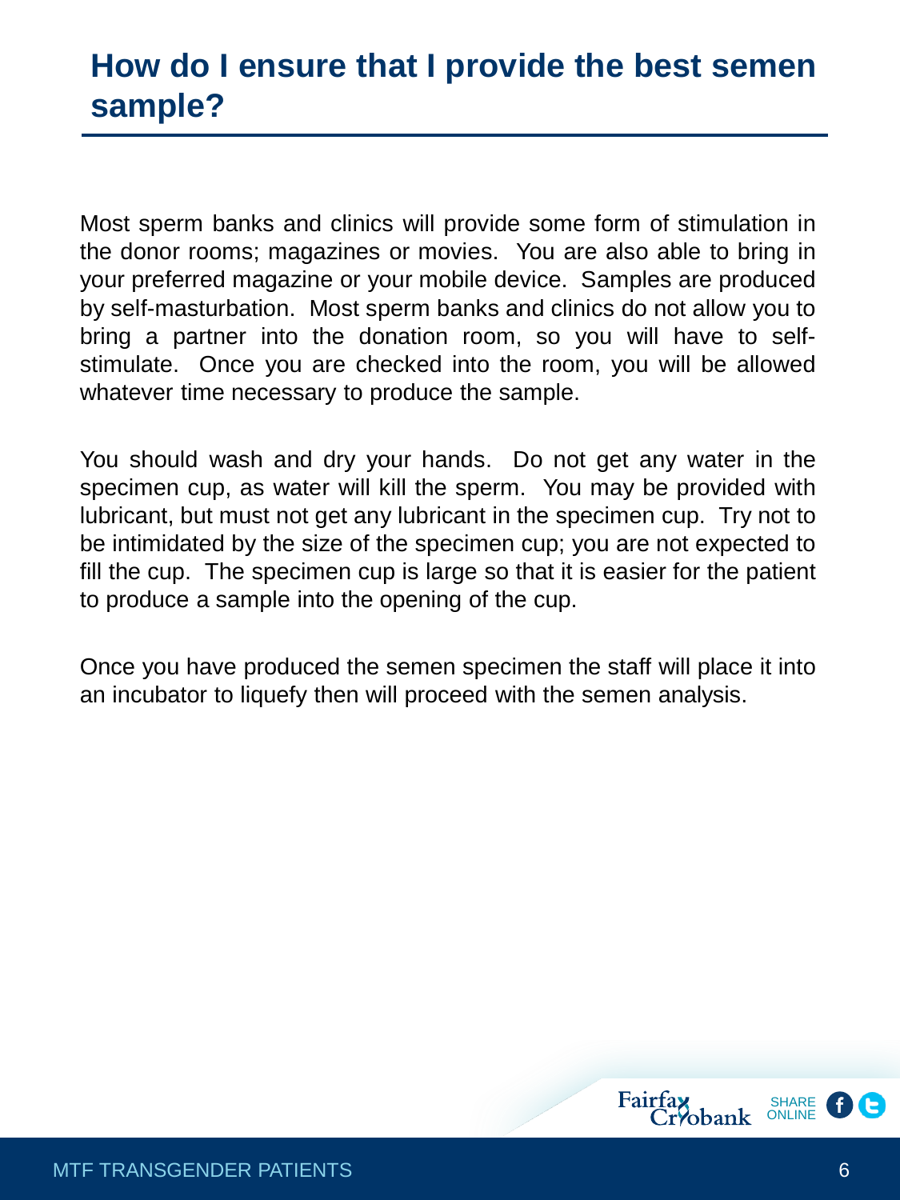## How do I ensure that I provide the best semen sample?

Most sperm banks and clinics will provide some form of stimulation in the donor rooms; magazines or movies. You are also able to bring in your preferred magazine or your mobile device. Samples are produced by self-masturbation. Most sperm banks and clinics do not allow you to bring a partner into the donation room, so you will have to self-stimulate. Once you are checked into the room, you will be allowed whatever time necessary to produce the sample.

You should wash and dry your hands. Do not get any water in the specimen cup, as water will kill the sperm. You may be provided with lubricant, but must not get any lubricant in the specimen cup. Try not to be intimidated by the size of the specimen cup; you are not expected to fill the cup. The specimen cup is large so that it is easier for the patient to produce a sample into the opening of the cup.

Once you have produced the semen specimen the staff will place it into an incubator to liquefy then will proceed with the semen analysis.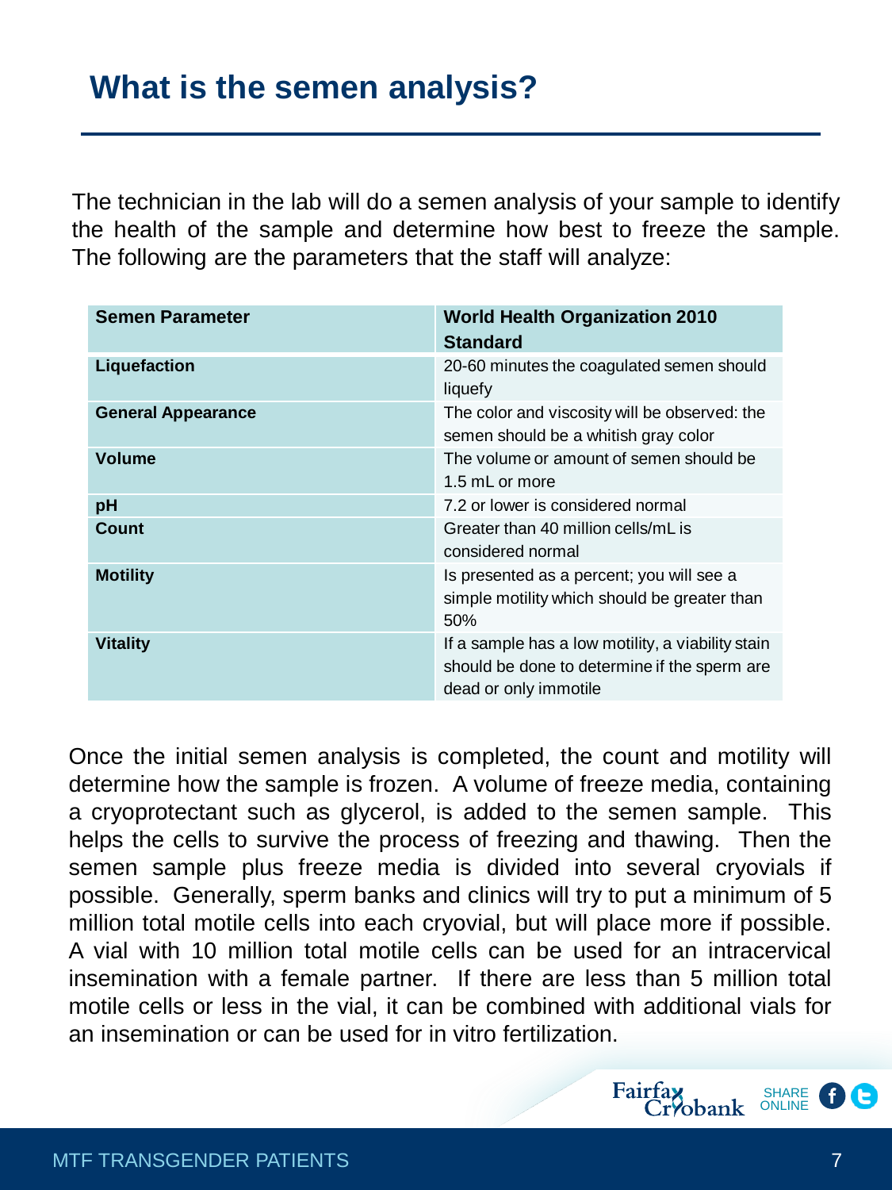# What is the semen analysis?

The technician in the lab will do a semen analysis of your sample to identify the health of the sample and determine how best to freeze the sample. The following are the parameters that the staff will analyze:

| Semen Parameter | World Health Organization 2010 Standard |
|---|---|
| **Liquefaction** | 20-60 minutes the coagulated semen should liquefy |
| **General Appearance** | The color and viscosity will be observed: the semen should be a whitish gray color |
| **Volume** | The volume or amount of semen should be 1.5 mL or more |
| **pH** | 7.2 or lower is considered normal |
| **Count** | Greater than 40 million cells/mL is considered normal |
| **Motility** | Is presented as a percent; you will see a simple motility which should be greater than 50% |
| **Vitality** | If a sample has a low motility, a viability stain should be done to determine if the sperm are dead or only immotile |

Once the initial semen analysis is completed, the count and motility will determine how the sample is frozen. A volume of freeze media, containing a cryoprotectant such as glycerol, is added to the semen sample. This helps the cells to survive the process of freezing and thawing. Then the semen sample plus freeze media is divided into several cryovials if possible. Generally, sperm banks and clinics will try to put a minimum of 5 million total motile cells into each cryovial, but will place more if possible. A vial with 10 million total motile cells can be used for an intracervical insemination with a female partner. If there are less than 5 million total motile cells or less in the vial, it can be combined with additional vials for an insemination or can be used for in vitro fertilization.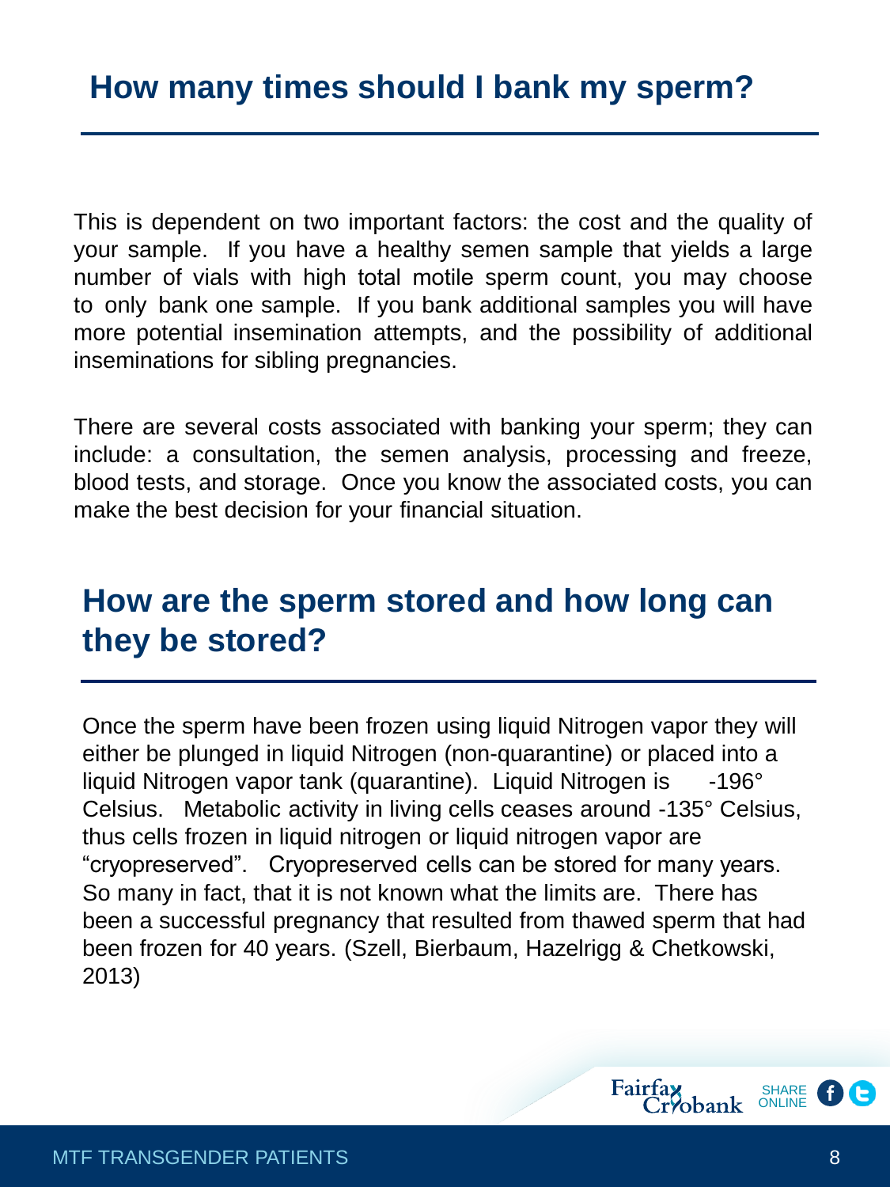## How many times should I bank my sperm?

This is dependent on two important factors: the cost and the quality of your sample. If you have a healthy semen sample that yields a large number of vials with high total motile sperm count, you may choose to only bank one sample. If you bank additional samples you will have more potential insemination attempts, and the possibility of additional inseminations for sibling pregnancies.

There are several costs associated with banking your sperm; they can include: a consultation, the semen analysis, processing and freeze, blood tests, and storage. Once you know the associated costs, you can make the best decision for your financial situation.

## How are the sperm stored and how long can they be stored?

Once the sperm have been frozen using liquid Nitrogen vapor they will either be plunged in liquid Nitrogen (non-quarantine) or placed into a liquid Nitrogen vapor tank (quarantine). Liquid Nitrogen is -196° Celsius. Metabolic activity in living cells ceases around -135° Celsius, thus cells frozen in liquid nitrogen or liquid nitrogen vapor are "cryopreserved". Cryopreserved cells can be stored for many years. So many in fact, that it is not known what the limits are. There has been a successful pregnancy that resulted from thawed sperm that had been frozen for 40 years. (Szell, Bierbaum, Hazelrigg & Chetkowski, 2013)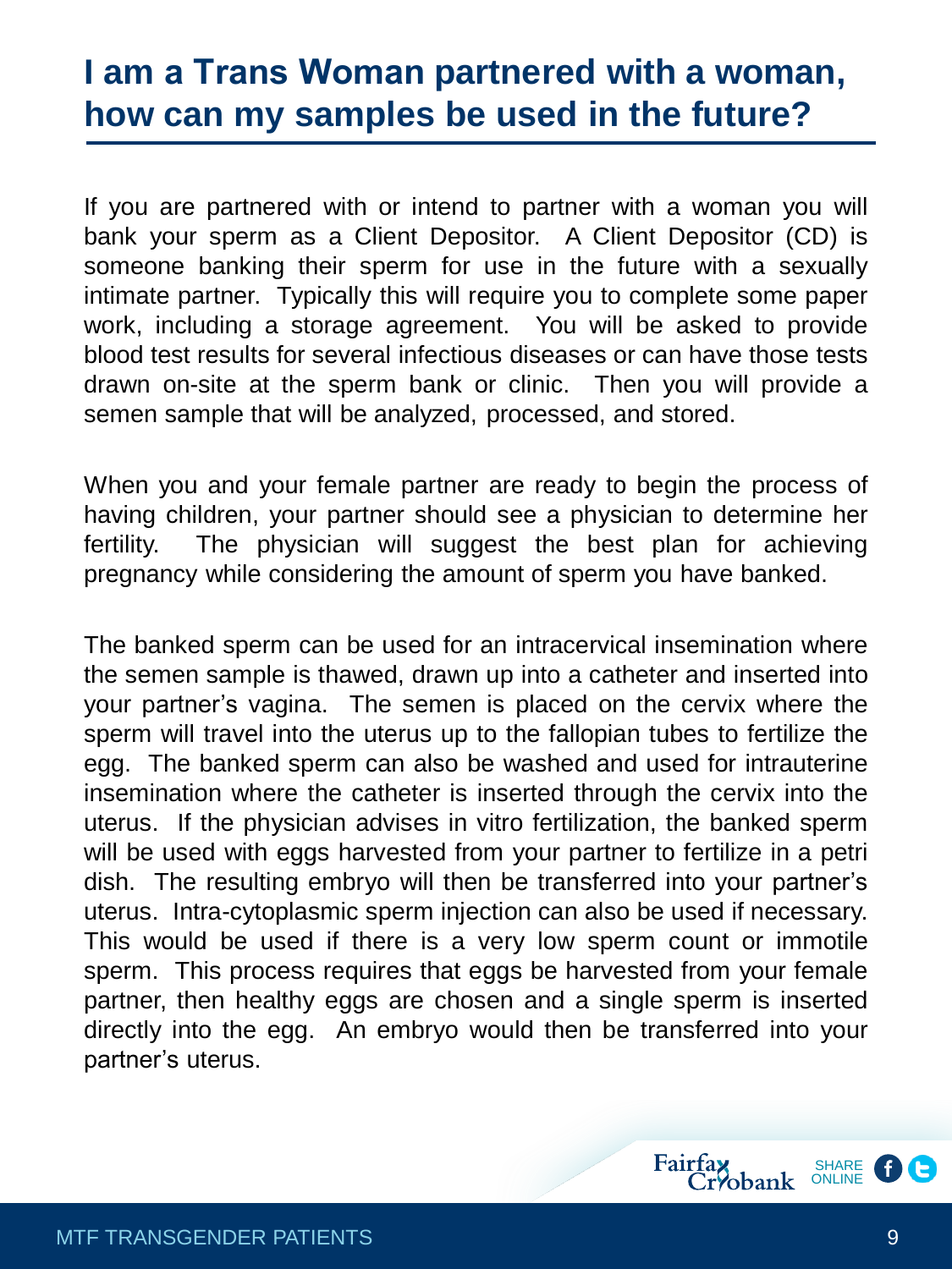# I am a Trans Woman partnered with a woman, how can my samples be used in the future?

If you are partnered with or intend to partner with a woman you will bank your sperm as a Client Depositor. A Client Depositor (CD) is someone banking their sperm for use in the future with a sexually intimate partner. Typically this will require you to complete some paper work, including a storage agreement. You will be asked to provide blood test results for several infectious diseases or can have those tests drawn on-site at the sperm bank or clinic. Then you will provide a semen sample that will be analyzed, processed, and stored.

When you and your female partner are ready to begin the process of having children, your partner should see a physician to determine her fertility. The physician will suggest the best plan for achieving pregnancy while considering the amount of sperm you have banked.

The banked sperm can be used for an intracervical insemination where the semen sample is thawed, drawn up into a catheter and inserted into your partner's vagina. The semen is placed on the cervix where the sperm will travel into the uterus up to the fallopian tubes to fertilize the egg. The banked sperm can also be washed and used for intrauterine insemination where the catheter is inserted through the cervix into the uterus. If the physician advises in vitro fertilization, the banked sperm will be used with eggs harvested from your partner to fertilize in a petri dish. The resulting embryo will then be transferred into your partner's uterus. Intra-cytoplasmic sperm injection can also be used if necessary. This would be used if there is a very low sperm count or immotile sperm. This process requires that eggs be harvested from your female partner, then healthy eggs are chosen and a single sperm is inserted directly into the egg. An embryo would then be transferred into your partner's uterus.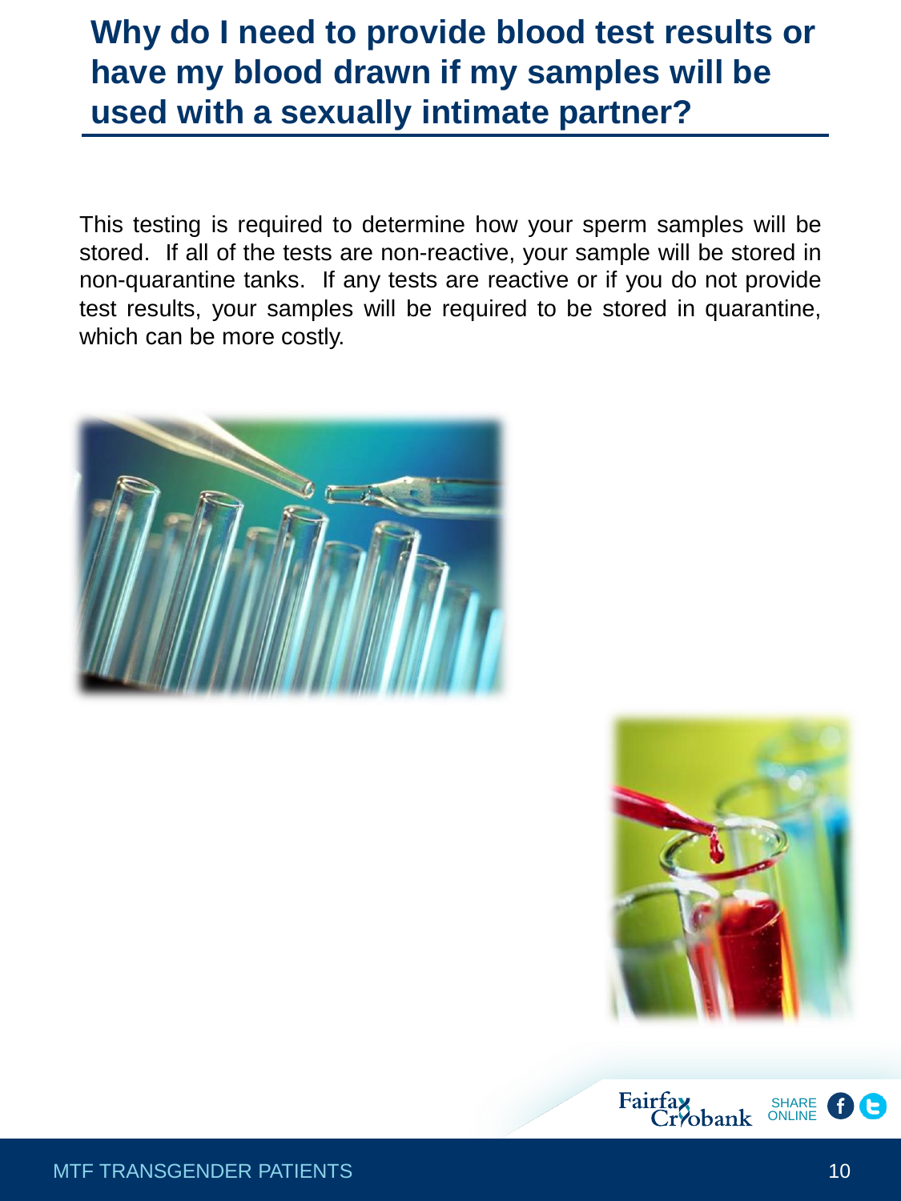# Why do I need to provide blood test results or have my blood drawn if my samples will be used with a sexually intimate partner?

This testing is required to determine how your sperm samples will be stored. If all of the tests are non-reactive, your sample will be stored in non-quarantine tanks. If any tests are reactive or if you do not provide test results, your samples will be required to be stored in quarantine, which can be more costly.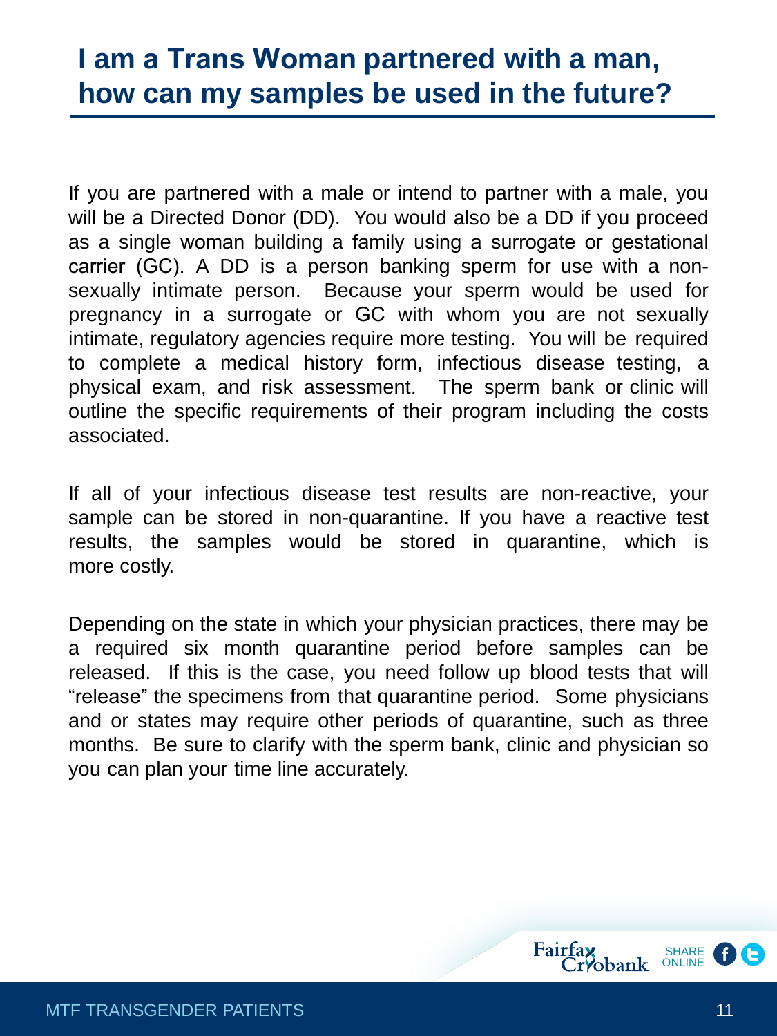# I am a Trans Woman partnered with a man, how can my samples be used in the future?

If you are partnered with a male or intend to partner with a male, you will be a Directed Donor (DD). You would also be a DD if you proceed as a single woman building a family using a surrogate or gestational carrier (GC). A DD is a person banking sperm for use with a non-sexually intimate person. Because your sperm would be used for pregnancy in a surrogate or GC with whom you are not sexually intimate, regulatory agencies require more testing. You will be required to complete a medical history form, infectious disease testing, a physical exam, and risk assessment. The sperm bank or clinic will outline the specific requirements of their program including the costs associated.

If all of your infectious disease test results are non-reactive, your sample can be stored in non-quarantine. If you have a reactive test results, the samples would be stored in quarantine, which is more costly.

Depending on the state in which your physician practices, there may be a required six month quarantine period before samples can be released. If this is the case, you need follow up blood tests that will "release" the specimens from that quarantine period. Some physicians and or states may require other periods of quarantine, such as three months. Be sure to clarify with the sperm bank, clinic and physician so you can plan your time line accurately.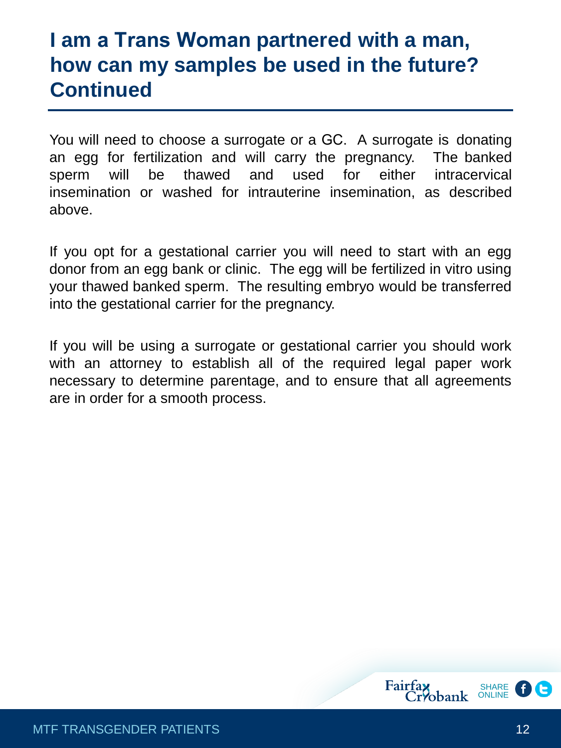# I am a Trans Woman partnered with a man, how can my samples be used in the future? Continued

You will need to choose a surrogate or a GC. A surrogate is donating an egg for fertilization and will carry the pregnancy. The banked sperm will be thawed and used for either intracervical insemination or washed for intrauterine insemination, as described above.

If you opt for a gestational carrier you will need to start with an egg donor from an egg bank or clinic. The egg will be fertilized in vitro using your thawed banked sperm. The resulting embryo would be transferred into the gestational carrier for the pregnancy.

If you will be using a surrogate or gestational carrier you should work with an attorney to establish all of the required legal paper work necessary to determine parentage, and to ensure that all agreements are in order for a smooth process.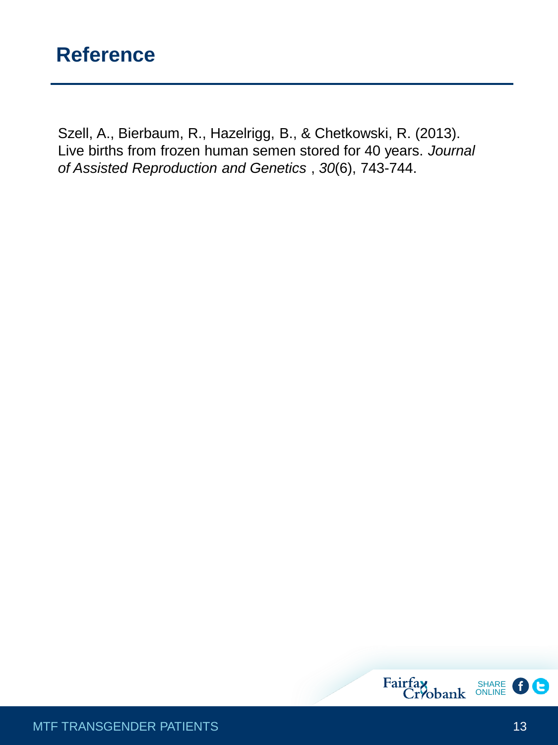# Reference

Szell, A., Bierbaum, R., Hazelrigg, B., & Chetkowski, R. (2013). Live births from frozen human semen stored for 40 years. *Journal of Assisted Reproduction and Genetics* , *30*(6), 743-744.